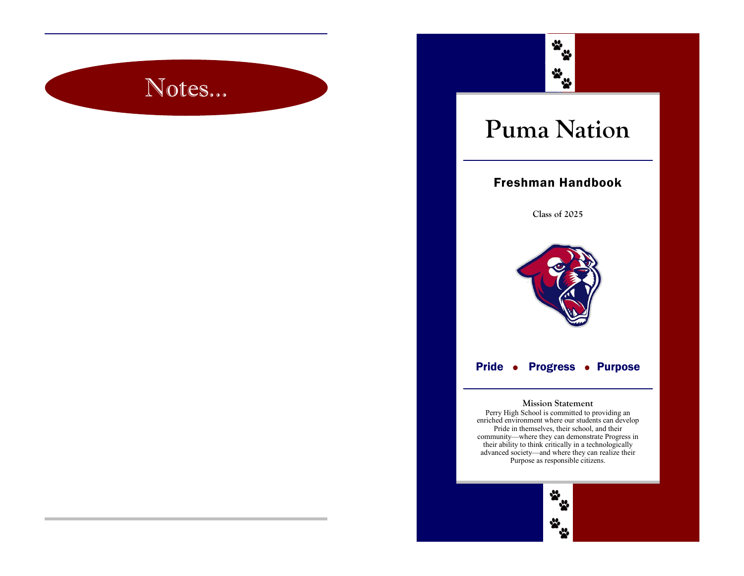# Notes...

# Puma Nation

## Freshman Handbook

**Class of 2025**

**Pride • Progress • Purpose**

**Mission Statement**

Perry High School is committed to providing an enriched environment where our students can develop Pride in themselves, their school, and their community—where they can demonstrate Progress in their ability to think critically in a technologically advanced society—and where they can realize their Purpose as responsible citizens.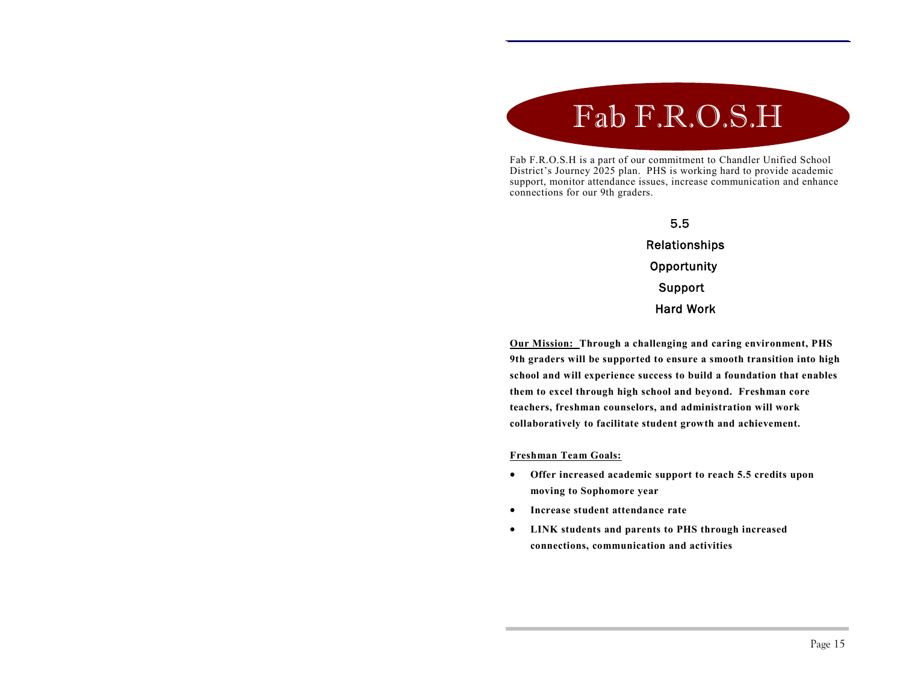# Fab F.R.O.S.H

Fab F.R.O.S.H is a part of our commitment to Chandler Unified School District's Journey 2025 plan. PHS is working hard to provide academic support, monitor attendance issues, increase communication and enhance connections for our 9th graders.

5.5

Relationships

Opportunity

Support

Hard Work

**Our Mission:** **Through a challenging and caring environment, PHS 9th graders will be supported to ensure a smooth transition into high school and will experience success to build a foundation that enables them to excel through high school and beyond. Freshman core teachers, freshman counselors, and administration will work collaboratively to facilitate student growth and achievement.**

**Freshman Team Goals:**

- **Offer increased academic support to reach 5.5 credits upon moving to Sophomore year**
- **Increase student attendance rate**
- **LINK students and parents to PHS through increased connections, communication and activities**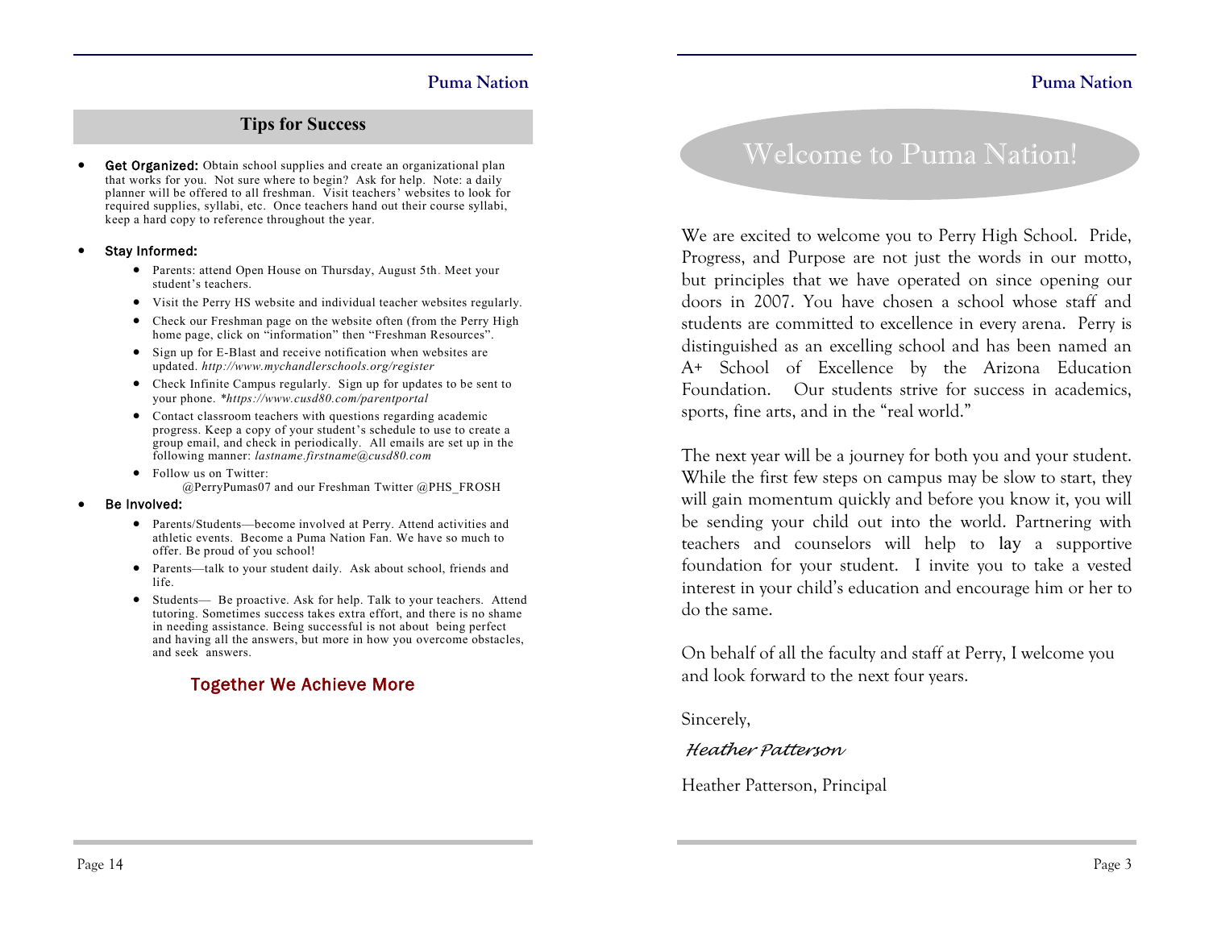## Tips for Success

- **Get Organized:** Obtain school supplies and create an organizational plan that works for you. Not sure where to begin? Ask for help. Note: a daily planner will be offered to all freshman. Visit teachers' websites to look for required supplies, syllabi, etc. Once teachers hand out their course syllabi, keep a hard copy to reference throughout the year.

- **Stay Informed:**
    - Parents: attend Open House on Thursday, August 5th. Meet your student's teachers.
    - Visit the Perry HS website and individual teacher websites regularly.
    - Check our Freshman page on the website often (from the Perry High home page, click on "information" then "Freshman Resources".
    - Sign up for E-Blast and receive notification when websites are updated. *http://www.mychandlerschools.org/register*
    - Check Infinite Campus regularly. Sign up for updates to be sent to your phone. *\*https://www.cusd80.com/parentportal*
    - Contact classroom teachers with questions regarding academic progress. Keep a copy of your student's schedule to use to create a group email, and check in periodically. All emails are set up in the following manner: *lastname.firstname@cusd80.com*
    - Follow us on Twitter:
      @PerryPumas07 and our Freshman Twitter @PHS_FROSH

- **Be Involved:**
    - Parents/Students—become involved at Perry. Attend activities and athletic events. Become a Puma Nation Fan. We have so much to offer. Be proud of you school!
    - Parents—talk to your student daily. Ask about school, friends and life.
    - Students— Be proactive. Ask for help. Talk to your teachers. Attend tutoring. Sometimes success takes extra effort, and there is no shame in needing assistance. Being successful is not about being perfect and having all the answers, but more in how you overcome obstacles, and seek answers.

**Together We Achieve More**

# Welcome to Puma Nation!

We are excited to welcome you to Perry High School. Pride, Progress, and Purpose are not just the words in our motto, but principles that we have operated on since opening our doors in 2007. You have chosen a school whose staff and students are committed to excellence in every arena. Perry is distinguished as an excelling school and has been named an A+ School of Excellence by the Arizona Education Foundation. Our students strive for success in academics, sports, fine arts, and in the "real world."

The next year will be a journey for both you and your student. While the first few steps on campus may be slow to start, they will gain momentum quickly and before you know it, you will be sending your child out into the world. Partnering with teachers and counselors will help to lay a supportive foundation for your student. I invite you to take a vested interest in your child's education and encourage him or her to do the same.

On behalf of all the faculty and staff at Perry, I welcome you and look forward to the next four years.

Sincerely,

*Heather Patterson*

Heather Patterson, Principal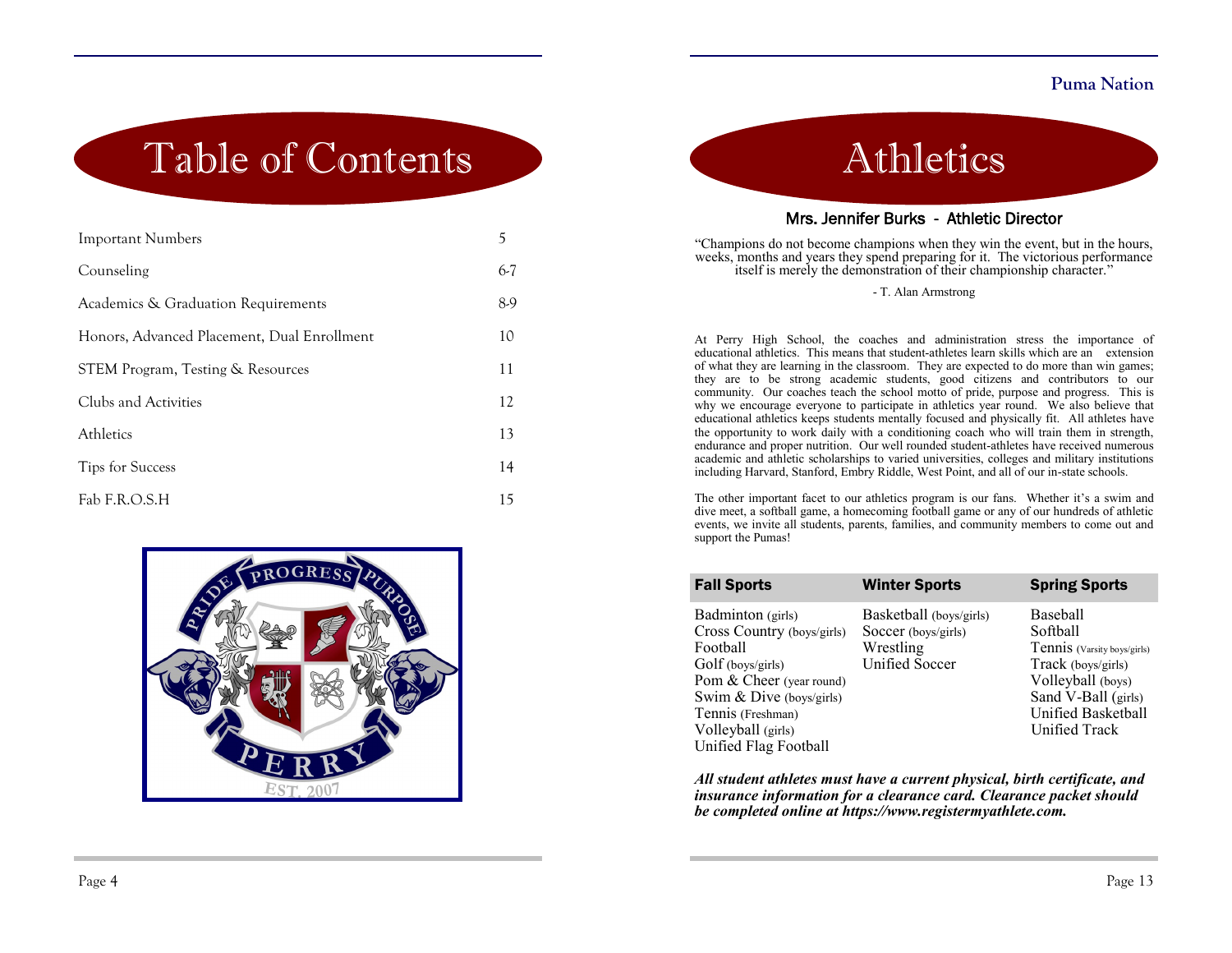# Table of Contents

| | |
|---|---|
| Important Numbers | 5 |
| Counseling | 6-7 |
| Academics & Graduation Requirements | 8-9 |
| Honors, Advanced Placement, Dual Enrollment | 10 |
| STEM Program, Testing & Resources | 11 |
| Clubs and Activities | 12 |
| Athletics | 13 |
| Tips for Success | 14 |
| Fab F.R.O.S.H | 15 |

PRIDE PROGRESS PURPOSE

PERRY

EST. 2007

**Puma Nation**

# Athletics

## Mrs. Jennifer Burks - Athletic Director

"Champions do not become champions when they win the event, but in the hours, weeks, months and years they spend preparing for it. The victorious performance itself is merely the demonstration of their championship character."

- T. Alan Armstrong

At Perry High School, the coaches and administration stress the importance of educational athletics. This means that student-athletes learn skills which are an extension of what they are learning in the classroom. They are expected to do more than win games; they are to be strong academic students, good citizens and contributors to our community. Our coaches teach the school motto of pride, purpose and progress. This is why we encourage everyone to participate in athletics year round. We also believe that educational athletics keeps students mentally focused and physically fit. All athletes have the opportunity to work daily with a conditioning coach who will train them in strength, endurance and proper nutrition. Our well rounded student-athletes have received numerous academic and athletic scholarships to varied universities, colleges and military institutions including Harvard, Stanford, Embry Riddle, West Point, and all of our in-state schools.

The other important facet to our athletics program is our fans. Whether it's a swim and dive meet, a softball game, a homecoming football game or any of our hundreds of athletic events, we invite all students, parents, families, and community members to come out and support the Pumas!

| Fall Sports | Winter Sports | Spring Sports |
|---|---|---|
| Badminton (girls) | Basketball (boys/girls) | Baseball |
| Cross Country (boys/girls) | Soccer (boys/girls) | Softball |
| Football | Wrestling | Tennis (Varsity boys/girls) |
| Golf (boys/girls) | Unified Soccer | Track (boys/girls) |
| Pom & Cheer (year round) | | Volleyball (boys) |
| Swim & Dive (boys/girls) | | Sand V-Ball (girls) |
| Tennis (Freshman) | | Unified Basketball |
| Volleyball (girls) | | Unified Track |
| Unified Flag Football | | |

***All student athletes must have a current physical, birth certificate, and insurance information for a clearance card. Clearance packet should be completed online at https://www.registermyathlete.com.***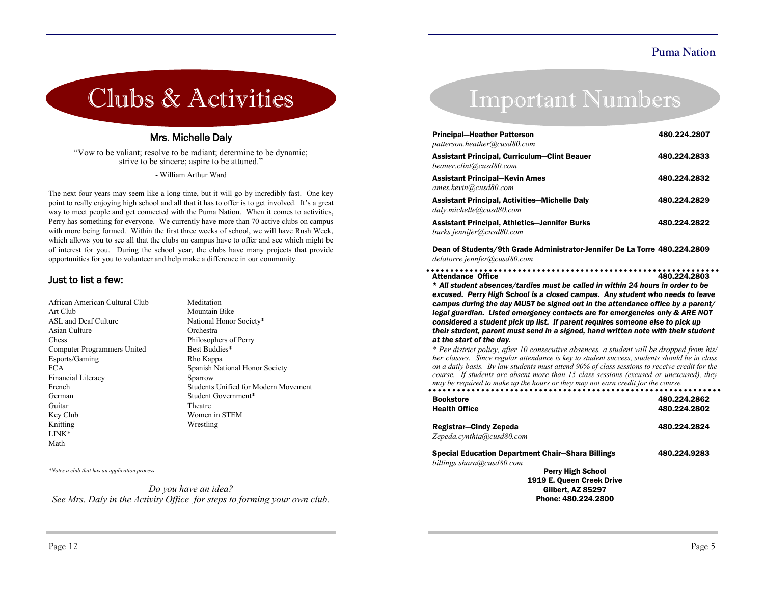# Clubs & Activities

### Mrs. Michelle Daly

"Vow to be valiant; resolve to be radiant; determine to be dynamic; strive to be sincere; aspire to be attuned."

- William Arthur Ward

The next four years may seem like a long time, but it will go by incredibly fast. One key point to really enjoying high school and all that it has to offer is to get involved. It's a great way to meet people and get connected with the Puma Nation. When it comes to activities, Perry has something for everyone. We currently have more than 70 active clubs on campus with more being formed. Within the first three weeks of school, we will have Rush Week, which allows you to see all that the clubs on campus have to offer and see which might be of interest for you. During the school year, the clubs have many projects that provide opportunities for you to volunteer and help make a difference in our community.

### Just to list a few:

- African American Cultural Club
- Art Club
- ASL and Deaf Culture
- Asian Culture
- Chess
- Computer Programmers United
- Esports/Gaming
- FCA
- Financial Literacy
- French
- German
- Guitar
- Key Club
- Knitting
- LINK*
- Math
- Meditation
- Mountain Bike
- National Honor Society*
- Orchestra
- Philosophers of Perry
- Best Buddies*
- Rho Kappa
- Spanish National Honor Society
- Sparrow
- Students Unified for Modern Movement
- Student Government*
- Theatre
- Women in STEM
- Wrestling

*\*Notes a club that has an application process*

*Do you have an idea?*
*See Mrs. Daly in the Activity Office for steps to forming your own club.*

# Important Numbers

**Principal—Heather Patterson** — **480.224.2807**
*patterson.heather@cusd80.com*

**Assistant Principal, Curriculum—Clint Beauer** — **480.224.2833**
*beauer.clint@cusd80.com*

**Assistant Principal—Kevin Ames** — **480.224.2832**
*ames.kevin@cusd80.com*

**Assistant Principal, Activities—Michelle Daly** — **480.224.2829**
*daly.michelle@cusd80.com*

**Assistant Principal, Athletics—Jennifer Burks** — **480.224.2822**
*burks.jennifer@cusd80.com*

**Dean of Students/9th Grade Administrator-Jennifer De La Torre** — **480.224.2809**
*delatorre.jennfer@cusd80.com*

**Attendance Office** — **480.224.2803**

***\* All student absences/tardies must be called in within 24 hours in order to be excused. Perry High School is a closed campus. Any student who needs to leave campus during the day MUST be signed out <u>in</u> the attendance office by a parent/ legal guardian. Listed emergency contacts are for emergencies only & ARE NOT considered a student pick up list. If parent requires someone else to pick up their student, parent must send in a signed, hand written note with their student at the start of the day.***

*\* Per district policy, after 10 consecutive absences, a student will be dropped from his/ her classes. Since regular attendance is key to student success, students should be in class on a daily basis. By law students must attend 90% of class sessions to receive credit for the course. If students are absent more than 15 class sessions (excused or unexcused), they may be required to make up the hours or they may not earn credit for the course.*

**Bookstore** — **480.224.2862**
**Health Office** — **480.224.2802**

**Registrar—Cindy Zepeda** — **480.224.2824**
*Zepeda.cynthia@cusd80.com*

**Special Education Department Chair—Shara Billings** — **480.224.9283**
*billings.shara@cusd80.com*

**Perry High School**
**1919 E. Queen Creek Drive**
**Gilbert, AZ 85297**
**Phone: 480.224.2800**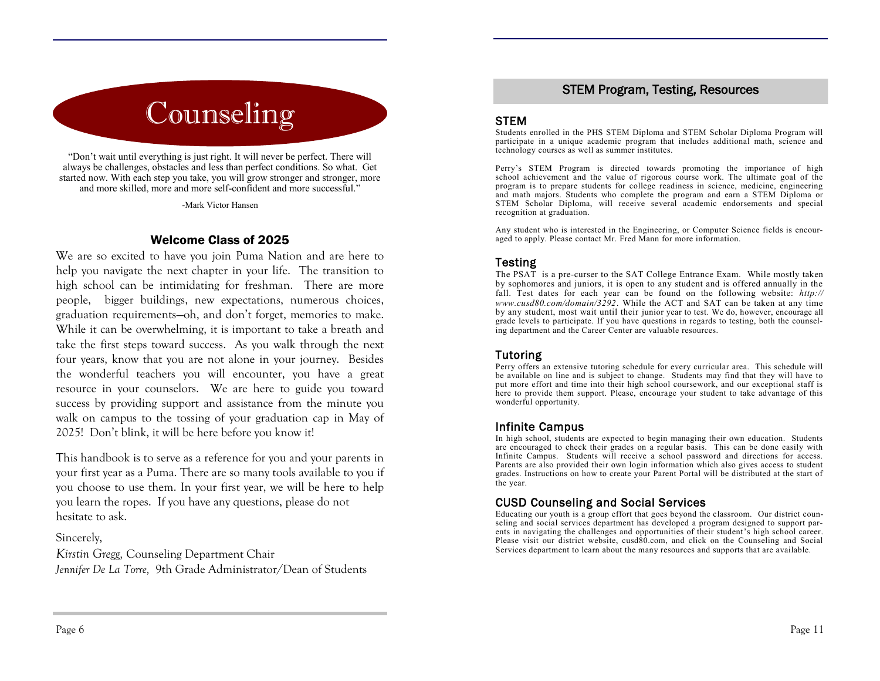# Counseling

"Don't wait until everything is just right. It will never be perfect. There will always be challenges, obstacles and less than perfect conditions. So what. Get started now. With each step you take, you will grow stronger and stronger, more and more skilled, more and more self-confident and more successful."

-Mark Victor Hansen

## Welcome Class of 2025

We are so excited to have you join Puma Nation and are here to help you navigate the next chapter in your life. The transition to high school can be intimidating for freshman. There are more people, bigger buildings, new expectations, numerous choices, graduation requirements—oh, and don't forget, memories to make. While it can be overwhelming, it is important to take a breath and take the first steps toward success. As you walk through the next four years, know that you are not alone in your journey. Besides the wonderful teachers you will encounter, you have a great resource in your counselors. We are here to guide you toward success by providing support and assistance from the minute you walk on campus to the tossing of your graduation cap in May of 2025! Don't blink, it will be here before you know it!

This handbook is to serve as a reference for you and your parents in your first year as a Puma. There are so many tools available to you if you choose to use them. In your first year, we will be here to help you learn the ropes. If you have any questions, please do not hesitate to ask.

Sincerely,

*Kirstin Gregg,* Counseling Department Chair

*Jennifer De La Torre,* 9th Grade Administrator/Dean of Students

## STEM Program, Testing, Resources

### STEM

Students enrolled in the PHS STEM Diploma and STEM Scholar Diploma Program will participate in a unique academic program that includes additional math, science and technology courses as well as summer institutes.

Perry's STEM Program is directed towards promoting the importance of high school achievement and the value of rigorous course work. The ultimate goal of the program is to prepare students for college readiness in science, medicine, engineering and math majors. Students who complete the program and earn a STEM Diploma or STEM Scholar Diploma, will receive several academic endorsements and special recognition at graduation.

Any student who is interested in the Engineering, or Computer Science fields is encouraged to apply. Please contact Mr. Fred Mann for more information.

### Testing

The PSAT is a pre-curser to the SAT College Entrance Exam. While mostly taken by sophomores and juniors, it is open to any student and is offered annually in the fall. Test dates for each year can be found on the following website: *http://www.cusd80.com/domain/3292*. While the ACT and SAT can be taken at any time by any student, most wait until their junior year to test. We do, however, encourage all grade levels to participate. If you have questions in regards to testing, both the counseling department and the Career Center are valuable resources.

### Tutoring

Perry offers an extensive tutoring schedule for every curricular area. This schedule will be available on line and is subject to change. Students may find that they will have to put more effort and time into their high school coursework, and our exceptional staff is here to provide them support. Please, encourage your student to take advantage of this wonderful opportunity.

### Infinite Campus

In high school, students are expected to begin managing their own education. Students are encouraged to check their grades on a regular basis. This can be done easily with Infinite Campus. Students will receive a school password and directions for access. Parents are also provided their own login information which also gives access to student grades. Instructions on how to create your Parent Portal will be distributed at the start of the year.

### CUSD Counseling and Social Services

Educating our youth is a group effort that goes beyond the classroom. Our district counseling and social services department has developed a program designed to support parents in navigating the challenges and opportunities of their student's high school career. Please visit our district website, cusd80.com, and click on the Counseling and Social Services department to learn about the many resources and supports that are available.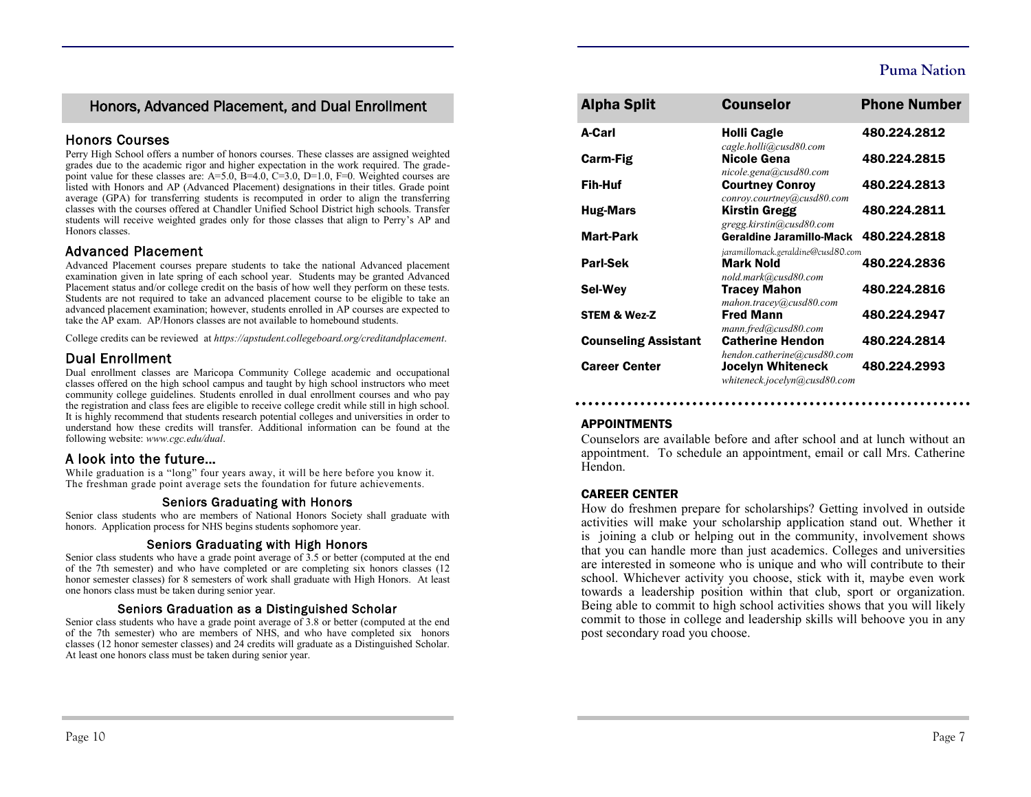## Honors, Advanced Placement, and Dual Enrollment

### Honors Courses

Perry High School offers a number of honors courses. These classes are assigned weighted grades due to the academic rigor and higher expectation in the work required. The grade-point value for these classes are: A=5.0, B=4.0, C=3.0, D=1.0, F=0. Weighted courses are listed with Honors and AP (Advanced Placement) designations in their titles. Grade point average (GPA) for transferring students is recomputed in order to align the transferring classes with the courses offered at Chandler Unified School District high schools. Transfer students will receive weighted grades only for those classes that align to Perry's AP and Honors classes.

### Advanced Placement

Advanced Placement courses prepare students to take the national Advanced placement examination given in late spring of each school year. Students may be granted Advanced Placement status and/or college credit on the basis of how well they perform on these tests. Students are not required to take an advanced placement course to be eligible to take an advanced placement examination; however, students enrolled in AP courses are expected to take the AP exam. AP/Honors classes are not available to homebound students.

College credits can be reviewed at *https://apstudent.collegeboard.org/creditandplacement*.

### Dual Enrollment

Dual enrollment classes are Maricopa Community College academic and occupational classes offered on the high school campus and taught by high school instructors who meet community college guidelines. Students enrolled in dual enrollment courses and who pay the registration and class fees are eligible to receive college credit while still in high school. It is highly recommend that students research potential colleges and universities in order to understand how these credits will transfer. Additional information can be found at the following website: *www.cgc.edu/dual*.

### A look into the future...

While graduation is a "long" four years away, it will be here before you know it. The freshman grade point average sets the foundation for future achievements.

#### Seniors Graduating with Honors

Senior class students who are members of National Honors Society shall graduate with honors. Application process for NHS begins students sophomore year.

#### Seniors Graduating with High Honors

Senior class students who have a grade point average of 3.5 or better (computed at the end of the 7th semester) and who have completed or are completing six honors classes (12 honor semester classes) for 8 semesters of high school work shall graduate with High Honors. At least one honors class must be taken during senior year.

#### Seniors Graduation as a Distinguished Scholar

Senior class students who have a grade point average of 3.8 or better (computed at the end of the 7th semester) who are members of NHS, and who have completed six honors classes (12 honor semester classes) and 24 credits will graduate as a Distinguished Scholar. At least one honors class must be taken during senior year.

| Alpha Split | Counselor | Phone Number |
|---|---|---|
| **A-Carl** | **Holli Cagle** *cagle.holli@cusd80.com* | **480.224.2812** |
| **Carm-Fig** | **Nicole Gena** *nicole.gena@cusd80.com* | **480.224.2815** |
| **Fih-Huf** | **Courtney Conroy** *conroy.courtney@cusd80.com* | **480.224.2813** |
| **Hug-Mars** | **Kirstin Gregg** *gregg.kirstin@cusd80.com* | **480.224.2811** |
| **Mart-Park** | **Geraldine Jaramillo-Mack** *jaramillomack.geraldine@cusd80.com* | **480.224.2818** |
| **Parl-Sek** | **Mark Nold** *nold.mark@cusd80.com* | **480.224.2836** |
| **Sel-Wey** | **Tracey Mahon** *mahon.tracey@cusd80.com* | **480.224.2816** |
| **STEM & Wez-Z** | **Fred Mann** *mann.fred@cusd80.com* | **480.224.2947** |
| **Counseling Assistant** | **Catherine Hendon** *hendon.catherine@cusd80.com* | **480.224.2814** |
| **Career Center** | **Jocelyn Whiteneck** *whiteneck.jocelyn@cusd80.com* | **480.224.2993** |

**APPOINTMENTS**

Counselors are available before and after school and at lunch without an appointment. To schedule an appointment, email or call Mrs. Catherine Hendon.

**CAREER CENTER**

How do freshmen prepare for scholarships? Getting involved in outside activities will make your scholarship application stand out. Whether it is joining a club or helping out in the community, involvement shows that you can handle more than just academics. Colleges and universities are interested in someone who is unique and who will contribute to their school. Whichever activity you choose, stick with it, maybe even work towards a leadership position within that club, sport or organization. Being able to commit to high school activities shows that you will likely commit to those in college and leadership skills will behoove you in any post secondary road you choose.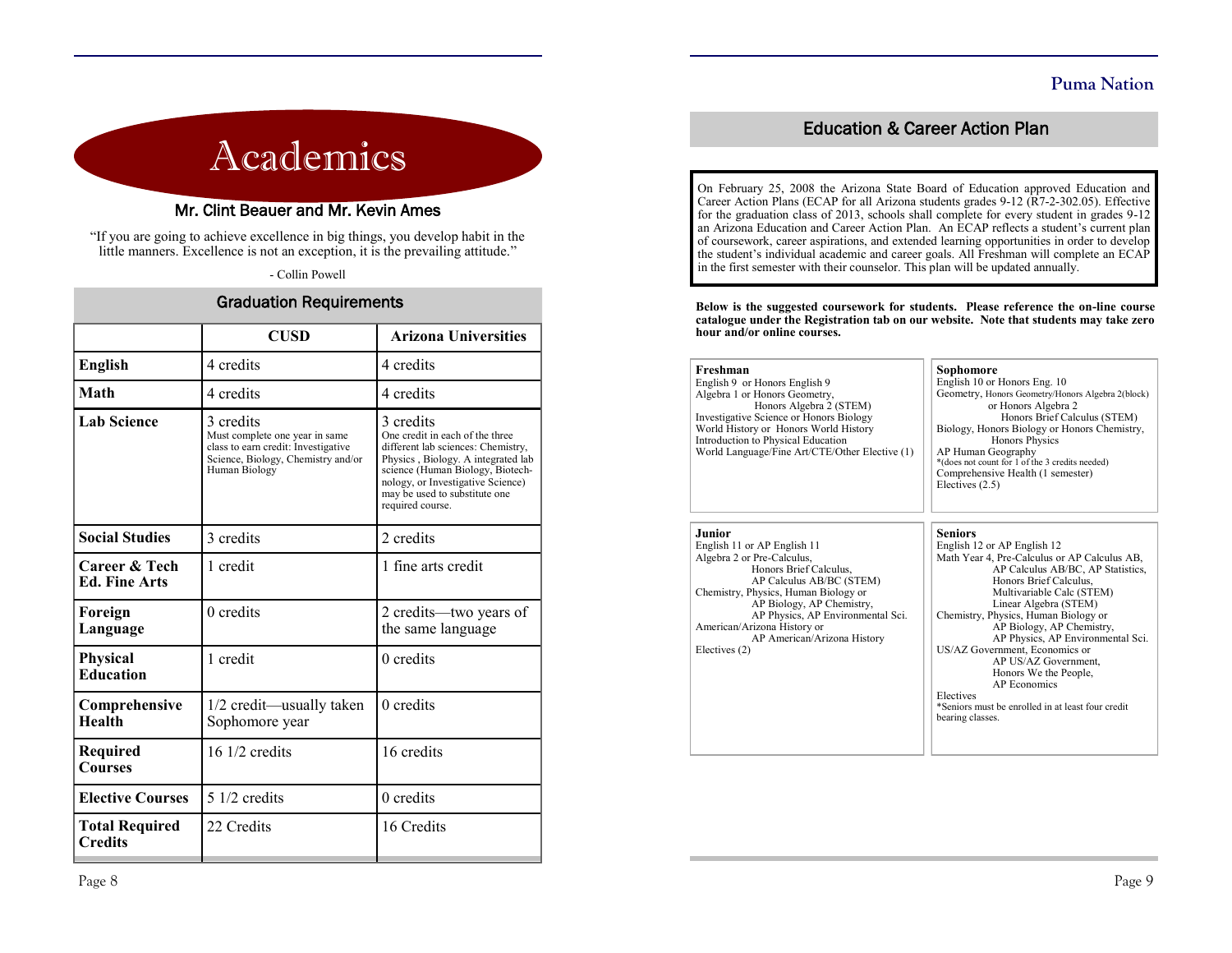# Academics

### Mr. Clint Beauer and Mr. Kevin Ames

"If you are going to achieve excellence in big things, you develop habit in the little manners. Excellence is not an exception, it is the prevailing attitude."

- Collin Powell

## Graduation Requirements

| | CUSD | Arizona Universities |
|---|---|---|
| **English** | 4 credits | 4 credits |
| **Math** | 4 credits | 4 credits |
| **Lab Science** | 3 credits Must complete one year in same class to earn credit: Investigative Science, Biology, Chemistry and/or Human Biology | 3 credits One credit in each of the three different lab sciences: Chemistry, Physics , Biology. A integrated lab science (Human Biology, Biotechnology, or Investigative Science) may be used to substitute one required course. |
| **Social Studies** | 3 credits | 2 credits |
| **Career & Tech Ed. Fine Arts** | 1 credit | 1 fine arts credit |
| **Foreign Language** | 0 credits | 2 credits—two years of the same language |
| **Physical Education** | 1 credit | 0 credits |
| **Comprehensive Health** | 1/2 credit—usually taken Sophomore year | 0 credits |
| **Required Courses** | 16 1/2 credits | 16 credits |
| **Elective Courses** | 5 1/2 credits | 0 credits |
| **Total Required Credits** | 22 Credits | 16 Credits |

## Education & Career Action Plan

On February 25, 2008 the Arizona State Board of Education approved Education and Career Action Plans (ECAP for all Arizona students grades 9-12 (R7-2-302.05). Effective for the graduation class of 2013, schools shall complete for every student in grades 9-12 an Arizona Education and Career Action Plan. An ECAP reflects a student's current plan of coursework, career aspirations, and extended learning opportunities in order to develop the student's individual academic and career goals. All Freshman will complete an ECAP in the first semester with their counselor. This plan will be updated annually.

**Below is the suggested coursework for students. Please reference the on-line course catalogue under the Registration tab on our website. Note that students may take zero hour and/or online courses.**

**Freshman**
English 9 or Honors English 9
Algebra 1 or Honors Geometry,
Honors Algebra 2 (STEM)
Investigative Science or Honors Biology
World History or Honors World History
Introduction to Physical Education
World Language/Fine Art/CTE/Other Elective (1)

**Sophomore**
English 10 or Honors Eng. 10
Geometry, Honors Geometry/Honors Algebra 2(block)
or Honors Algebra 2
Honors Brief Calculus (STEM)
Biology, Honors Biology or Honors Chemistry,
Honors Physics
AP Human Geography
*(does not count for 1 of the 3 credits needed)
Comprehensive Health (1 semester)
Electives (2.5)

**Junior**
English 11 or AP English 11
Algebra 2 or Pre-Calculus,
Honors Brief Calculus,
AP Calculus AB/BC (STEM)
Chemistry, Physics, Human Biology or
AP Biology, AP Chemistry,
AP Physics, AP Environmental Sci.
American/Arizona History or
AP American/Arizona History
Electives (2)

**Seniors**
English 12 or AP English 12
Math Year 4, Pre-Calculus or AP Calculus AB,
AP Calculus AB/BC, AP Statistics,
Honors Brief Calculus,
Multivariable Calc (STEM)
Linear Algebra (STEM)
Chemistry, Physics, Human Biology or
AP Biology, AP Chemistry,
AP Physics, AP Environmental Sci.
US/AZ Government, Economics or
AP US/AZ Government,
Honors We the People,
AP Economics
Electives
*Seniors must be enrolled in at least four credit bearing classes.